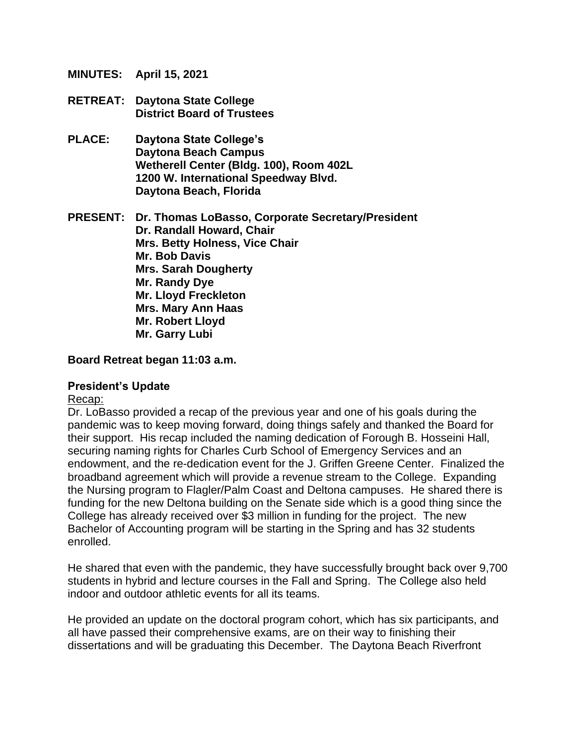**MINUTES:** **April 15, 2021**

**RETREAT:** **Daytona State College**
**District Board of Trustees**

**PLACE:** **Daytona State College's**
**Daytona Beach Campus**
**Wetherell Center (Bldg. 100), Room 402L**
**1200 W. International Speedway Blvd.**
**Daytona Beach, Florida**

**PRESENT:** **Dr. Thomas LoBasso, Corporate Secretary/President**
**Dr. Randall Howard, Chair**
**Mrs. Betty Holness, Vice Chair**
**Mr. Bob Davis**
**Mrs. Sarah Dougherty**
**Mr. Randy Dye**
**Mr. Lloyd Freckleton**
**Mrs. Mary Ann Haas**
**Mr. Robert Lloyd**
**Mr. Garry Lubi**

**Board Retreat began 11:03 a.m.**

**President's Update**

Recap:

Dr. LoBasso provided a recap of the previous year and one of his goals during the pandemic was to keep moving forward, doing things safely and thanked the Board for their support. His recap included the naming dedication of Forough B. Hosseini Hall, securing naming rights for Charles Curb School of Emergency Services and an endowment, and the re-dedication event for the J. Griffen Greene Center. Finalized the broadband agreement which will provide a revenue stream to the College. Expanding the Nursing program to Flagler/Palm Coast and Deltona campuses. He shared there is funding for the new Deltona building on the Senate side which is a good thing since the College has already received over $3 million in funding for the project. The new Bachelor of Accounting program will be starting in the Spring and has 32 students enrolled.

He shared that even with the pandemic, they have successfully brought back over 9,700 students in hybrid and lecture courses in the Fall and Spring. The College also held indoor and outdoor athletic events for all its teams.

He provided an update on the doctoral program cohort, which has six participants, and all have passed their comprehensive exams, are on their way to finishing their dissertations and will be graduating this December. The Daytona Beach Riverfront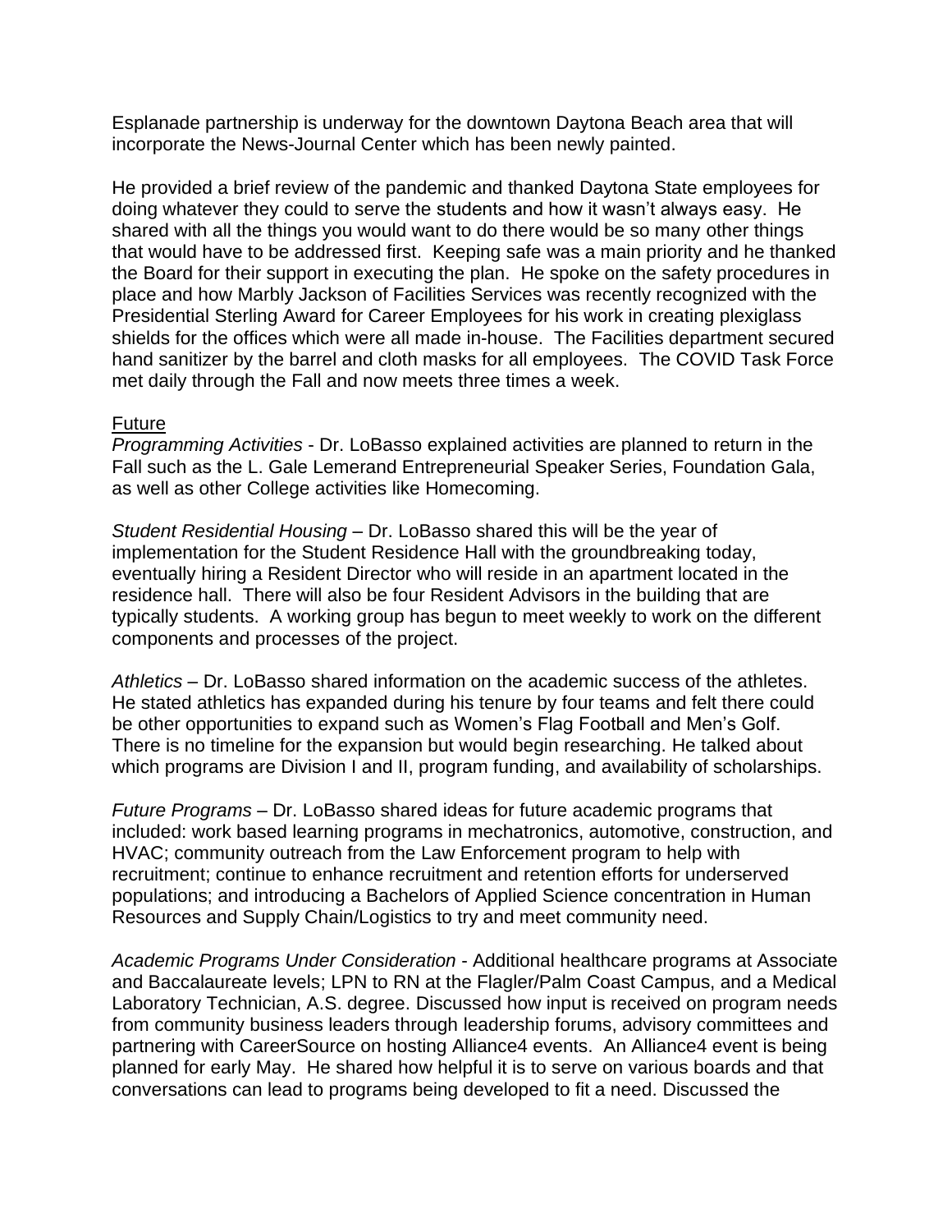Esplanade partnership is underway for the downtown Daytona Beach area that will incorporate the News-Journal Center which has been newly painted.

He provided a brief review of the pandemic and thanked Daytona State employees for doing whatever they could to serve the students and how it wasn't always easy. He shared with all the things you would want to do there would be so many other things that would have to be addressed first. Keeping safe was a main priority and he thanked the Board for their support in executing the plan. He spoke on the safety procedures in place and how Marbly Jackson of Facilities Services was recently recognized with the Presidential Sterling Award for Career Employees for his work in creating plexiglass shields for the offices which were all made in-house. The Facilities department secured hand sanitizer by the barrel and cloth masks for all employees. The COVID Task Force met daily through the Fall and now meets three times a week.

<u>Future</u>

*Programming Activities* - Dr. LoBasso explained activities are planned to return in the Fall such as the L. Gale Lemerand Entrepreneurial Speaker Series, Foundation Gala, as well as other College activities like Homecoming.

*Student Residential Housing* – Dr. LoBasso shared this will be the year of implementation for the Student Residence Hall with the groundbreaking today, eventually hiring a Resident Director who will reside in an apartment located in the residence hall. There will also be four Resident Advisors in the building that are typically students. A working group has begun to meet weekly to work on the different components and processes of the project.

*Athletics* – Dr. LoBasso shared information on the academic success of the athletes. He stated athletics has expanded during his tenure by four teams and felt there could be other opportunities to expand such as Women's Flag Football and Men's Golf. There is no timeline for the expansion but would begin researching. He talked about which programs are Division I and II, program funding, and availability of scholarships.

*Future Programs* – Dr. LoBasso shared ideas for future academic programs that included: work based learning programs in mechatronics, automotive, construction, and HVAC; community outreach from the Law Enforcement program to help with recruitment; continue to enhance recruitment and retention efforts for underserved populations; and introducing a Bachelors of Applied Science concentration in Human Resources and Supply Chain/Logistics to try and meet community need.

*Academic Programs Under Consideration* - Additional healthcare programs at Associate and Baccalaureate levels; LPN to RN at the Flagler/Palm Coast Campus, and a Medical Laboratory Technician, A.S. degree. Discussed how input is received on program needs from community business leaders through leadership forums, advisory committees and partnering with CareerSource on hosting Alliance4 events. An Alliance4 event is being planned for early May. He shared how helpful it is to serve on various boards and that conversations can lead to programs being developed to fit a need. Discussed the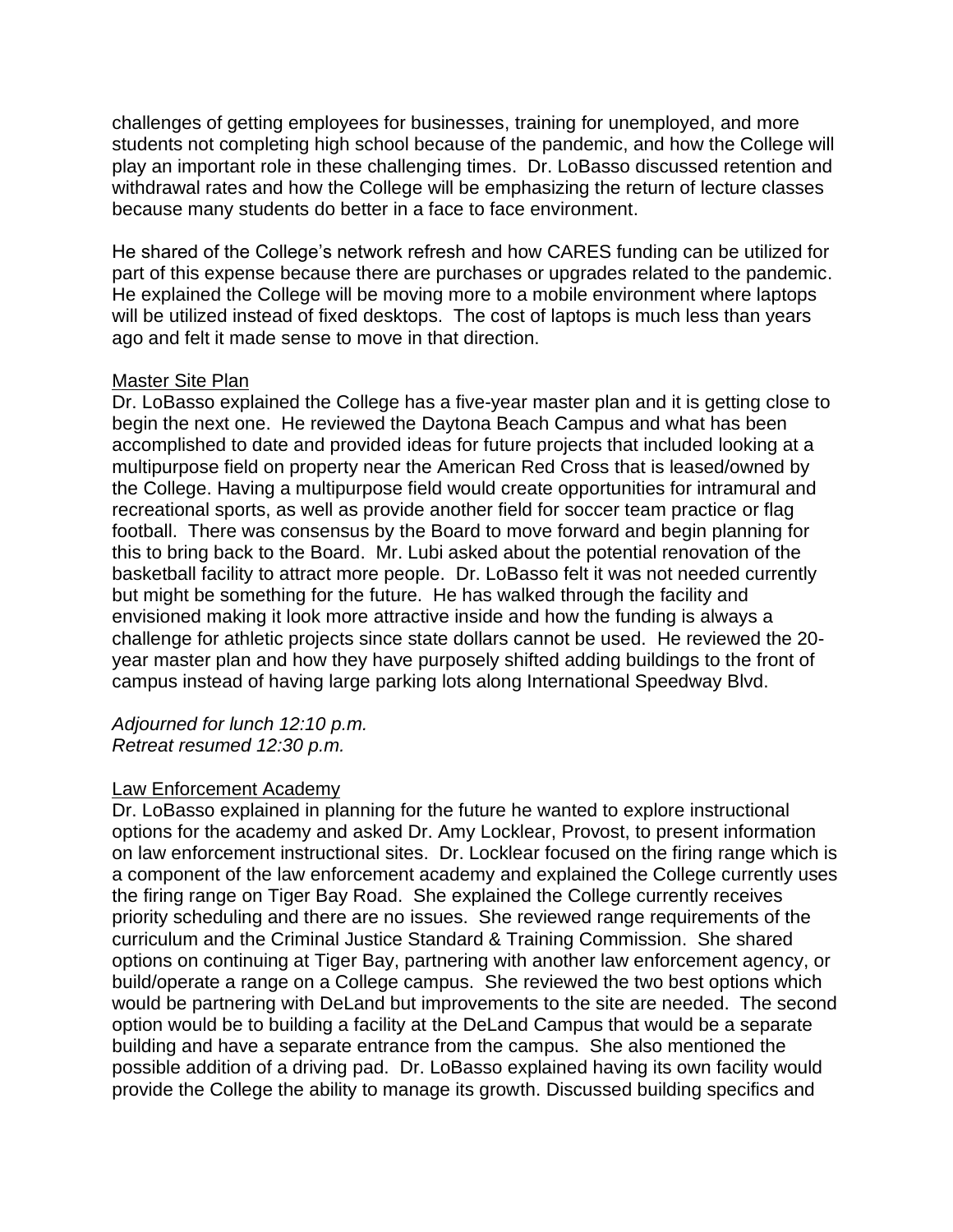challenges of getting employees for businesses, training for unemployed, and more students not completing high school because of the pandemic, and how the College will play an important role in these challenging times. Dr. LoBasso discussed retention and withdrawal rates and how the College will be emphasizing the return of lecture classes because many students do better in a face to face environment.

He shared of the College's network refresh and how CARES funding can be utilized for part of this expense because there are purchases or upgrades related to the pandemic. He explained the College will be moving more to a mobile environment where laptops will be utilized instead of fixed desktops. The cost of laptops is much less than years ago and felt it made sense to move in that direction.

Master Site Plan

Dr. LoBasso explained the College has a five-year master plan and it is getting close to begin the next one. He reviewed the Daytona Beach Campus and what has been accomplished to date and provided ideas for future projects that included looking at a multipurpose field on property near the American Red Cross that is leased/owned by the College. Having a multipurpose field would create opportunities for intramural and recreational sports, as well as provide another field for soccer team practice or flag football. There was consensus by the Board to move forward and begin planning for this to bring back to the Board. Mr. Lubi asked about the potential renovation of the basketball facility to attract more people. Dr. LoBasso felt it was not needed currently but might be something for the future. He has walked through the facility and envisioned making it look more attractive inside and how the funding is always a challenge for athletic projects since state dollars cannot be used. He reviewed the 20-year master plan and how they have purposely shifted adding buildings to the front of campus instead of having large parking lots along International Speedway Blvd.

*Adjourned for lunch 12:10 p.m.*
*Retreat resumed 12:30 p.m.*

Law Enforcement Academy

Dr. LoBasso explained in planning for the future he wanted to explore instructional options for the academy and asked Dr. Amy Locklear, Provost, to present information on law enforcement instructional sites. Dr. Locklear focused on the firing range which is a component of the law enforcement academy and explained the College currently uses the firing range on Tiger Bay Road. She explained the College currently receives priority scheduling and there are no issues. She reviewed range requirements of the curriculum and the Criminal Justice Standard & Training Commission. She shared options on continuing at Tiger Bay, partnering with another law enforcement agency, or build/operate a range on a College campus. She reviewed the two best options which would be partnering with DeLand but improvements to the site are needed. The second option would be to building a facility at the DeLand Campus that would be a separate building and have a separate entrance from the campus. She also mentioned the possible addition of a driving pad. Dr. LoBasso explained having its own facility would provide the College the ability to manage its growth. Discussed building specifics and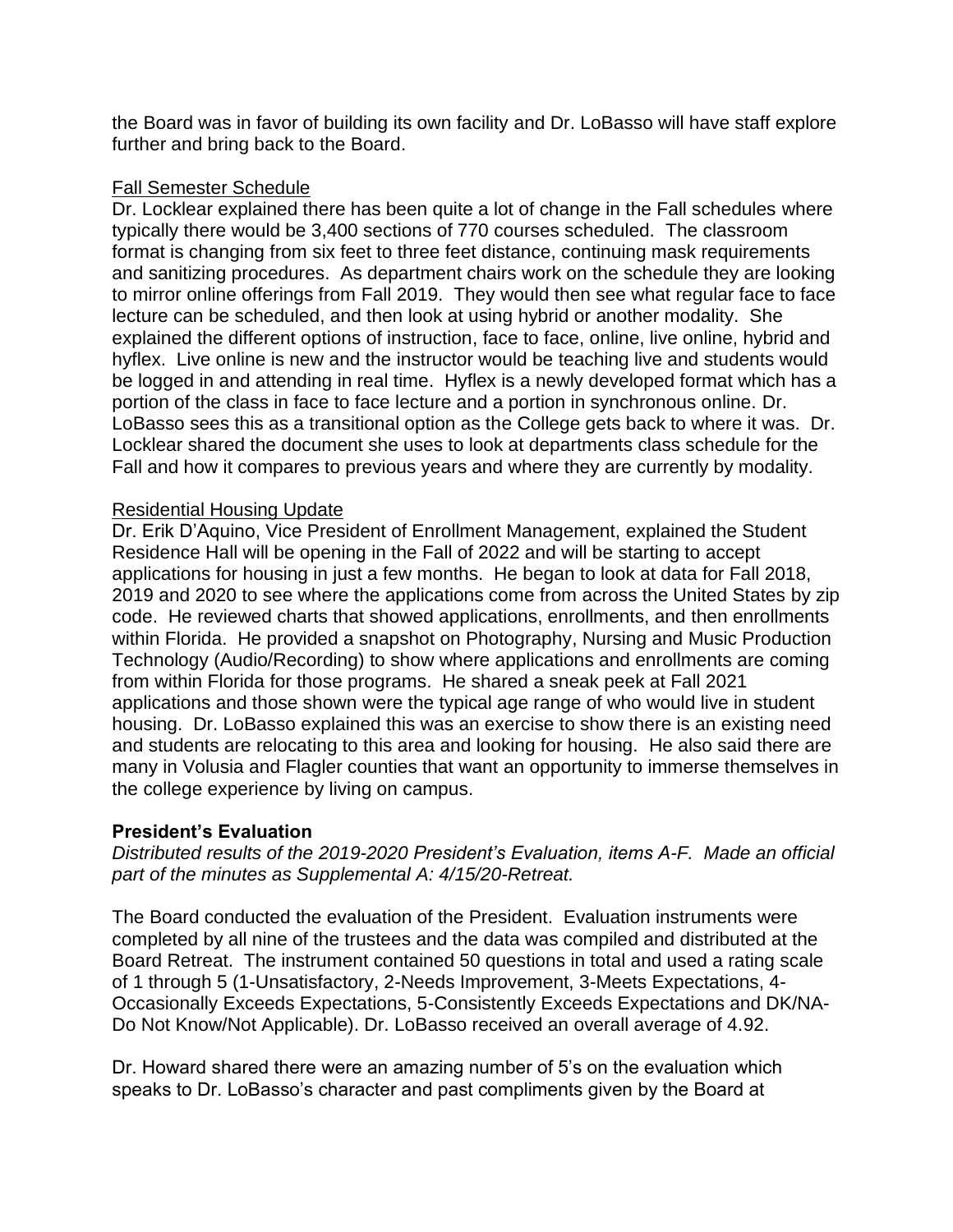the Board was in favor of building its own facility and Dr. LoBasso will have staff explore further and bring back to the Board.

Fall Semester Schedule

Dr. Locklear explained there has been quite a lot of change in the Fall schedules where typically there would be 3,400 sections of 770 courses scheduled. The classroom format is changing from six feet to three feet distance, continuing mask requirements and sanitizing procedures. As department chairs work on the schedule they are looking to mirror online offerings from Fall 2019. They would then see what regular face to face lecture can be scheduled, and then look at using hybrid or another modality. She explained the different options of instruction, face to face, online, live online, hybrid and hyflex. Live online is new and the instructor would be teaching live and students would be logged in and attending in real time. Hyflex is a newly developed format which has a portion of the class in face to face lecture and a portion in synchronous online. Dr. LoBasso sees this as a transitional option as the College gets back to where it was. Dr. Locklear shared the document she uses to look at departments class schedule for the Fall and how it compares to previous years and where they are currently by modality.

Residential Housing Update

Dr. Erik D'Aquino, Vice President of Enrollment Management, explained the Student Residence Hall will be opening in the Fall of 2022 and will be starting to accept applications for housing in just a few months. He began to look at data for Fall 2018, 2019 and 2020 to see where the applications come from across the United States by zip code. He reviewed charts that showed applications, enrollments, and then enrollments within Florida. He provided a snapshot on Photography, Nursing and Music Production Technology (Audio/Recording) to show where applications and enrollments are coming from within Florida for those programs. He shared a sneak peek at Fall 2021 applications and those shown were the typical age range of who would live in student housing. Dr. LoBasso explained this was an exercise to show there is an existing need and students are relocating to this area and looking for housing. He also said there are many in Volusia and Flagler counties that want an opportunity to immerse themselves in the college experience by living on campus.

**President's Evaluation**

*Distributed results of the 2019-2020 President's Evaluation, items A-F. Made an official part of the minutes as Supplemental A: 4/15/20-Retreat.*

The Board conducted the evaluation of the President. Evaluation instruments were completed by all nine of the trustees and the data was compiled and distributed at the Board Retreat. The instrument contained 50 questions in total and used a rating scale of 1 through 5 (1-Unsatisfactory, 2-Needs Improvement, 3-Meets Expectations, 4-Occasionally Exceeds Expectations, 5-Consistently Exceeds Expectations and DK/NA-Do Not Know/Not Applicable). Dr. LoBasso received an overall average of 4.92.

Dr. Howard shared there were an amazing number of 5's on the evaluation which speaks to Dr. LoBasso's character and past compliments given by the Board at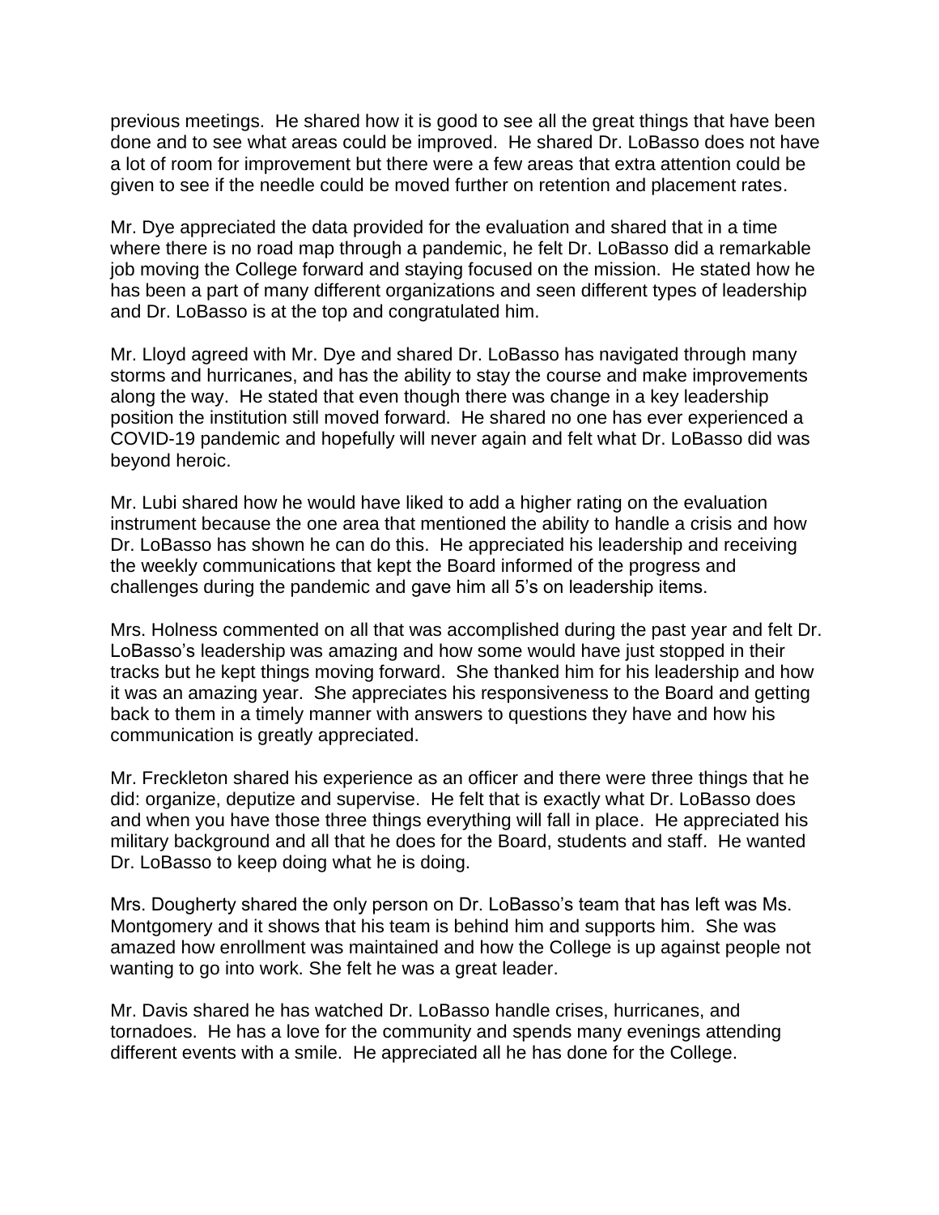previous meetings. He shared how it is good to see all the great things that have been done and to see what areas could be improved. He shared Dr. LoBasso does not have a lot of room for improvement but there were a few areas that extra attention could be given to see if the needle could be moved further on retention and placement rates.

Mr. Dye appreciated the data provided for the evaluation and shared that in a time where there is no road map through a pandemic, he felt Dr. LoBasso did a remarkable job moving the College forward and staying focused on the mission. He stated how he has been a part of many different organizations and seen different types of leadership and Dr. LoBasso is at the top and congratulated him.

Mr. Lloyd agreed with Mr. Dye and shared Dr. LoBasso has navigated through many storms and hurricanes, and has the ability to stay the course and make improvements along the way. He stated that even though there was change in a key leadership position the institution still moved forward. He shared no one has ever experienced a COVID-19 pandemic and hopefully will never again and felt what Dr. LoBasso did was beyond heroic.

Mr. Lubi shared how he would have liked to add a higher rating on the evaluation instrument because the one area that mentioned the ability to handle a crisis and how Dr. LoBasso has shown he can do this. He appreciated his leadership and receiving the weekly communications that kept the Board informed of the progress and challenges during the pandemic and gave him all 5's on leadership items.

Mrs. Holness commented on all that was accomplished during the past year and felt Dr. LoBasso's leadership was amazing and how some would have just stopped in their tracks but he kept things moving forward. She thanked him for his leadership and how it was an amazing year. She appreciates his responsiveness to the Board and getting back to them in a timely manner with answers to questions they have and how his communication is greatly appreciated.

Mr. Freckleton shared his experience as an officer and there were three things that he did: organize, deputize and supervise. He felt that is exactly what Dr. LoBasso does and when you have those three things everything will fall in place. He appreciated his military background and all that he does for the Board, students and staff. He wanted Dr. LoBasso to keep doing what he is doing.

Mrs. Dougherty shared the only person on Dr. LoBasso's team that has left was Ms. Montgomery and it shows that his team is behind him and supports him. She was amazed how enrollment was maintained and how the College is up against people not wanting to go into work. She felt he was a great leader.

Mr. Davis shared he has watched Dr. LoBasso handle crises, hurricanes, and tornadoes. He has a love for the community and spends many evenings attending different events with a smile. He appreciated all he has done for the College.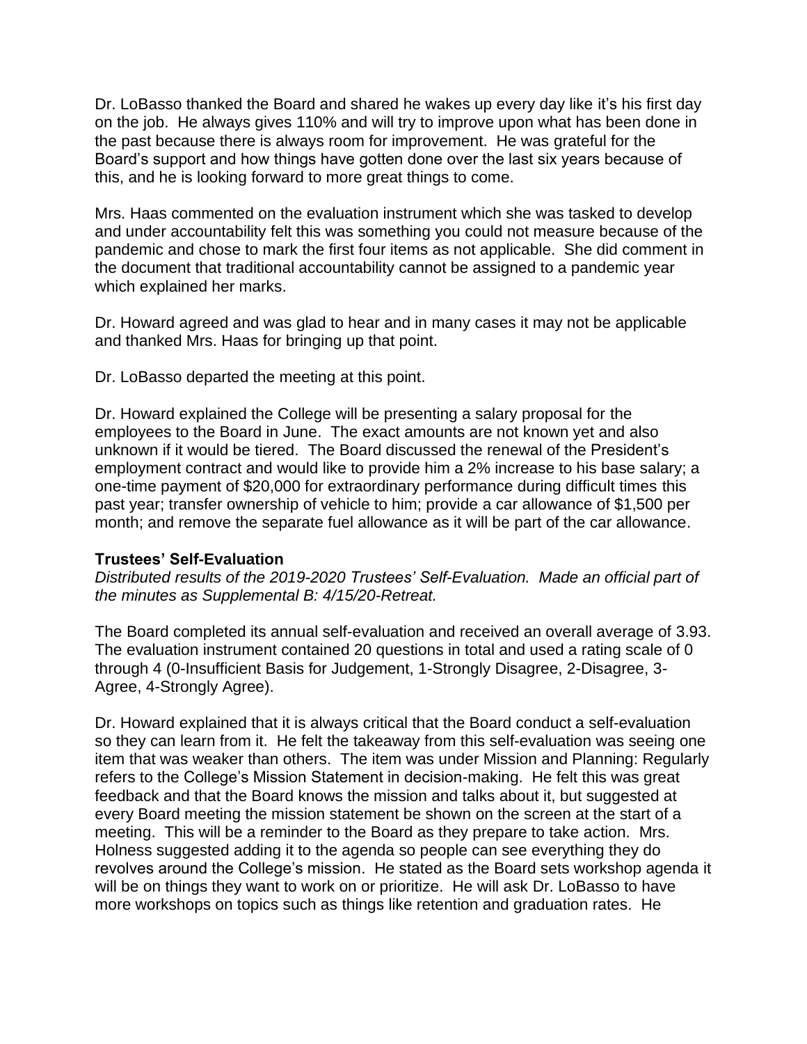Dr. LoBasso thanked the Board and shared he wakes up every day like it's his first day on the job. He always gives 110% and will try to improve upon what has been done in the past because there is always room for improvement. He was grateful for the Board's support and how things have gotten done over the last six years because of this, and he is looking forward to more great things to come.

Mrs. Haas commented on the evaluation instrument which she was tasked to develop and under accountability felt this was something you could not measure because of the pandemic and chose to mark the first four items as not applicable. She did comment in the document that traditional accountability cannot be assigned to a pandemic year which explained her marks.

Dr. Howard agreed and was glad to hear and in many cases it may not be applicable and thanked Mrs. Haas for bringing up that point.

Dr. LoBasso departed the meeting at this point.

Dr. Howard explained the College will be presenting a salary proposal for the employees to the Board in June. The exact amounts are not known yet and also unknown if it would be tiered. The Board discussed the renewal of the President's employment contract and would like to provide him a 2% increase to his base salary; a one-time payment of $20,000 for extraordinary performance during difficult times this past year; transfer ownership of vehicle to him; provide a car allowance of $1,500 per month; and remove the separate fuel allowance as it will be part of the car allowance.

**Trustees' Self-Evaluation**
*Distributed results of the 2019-2020 Trustees' Self-Evaluation. Made an official part of the minutes as Supplemental B: 4/15/20-Retreat.*

The Board completed its annual self-evaluation and received an overall average of 3.93. The evaluation instrument contained 20 questions in total and used a rating scale of 0 through 4 (0-Insufficient Basis for Judgement, 1-Strongly Disagree, 2-Disagree, 3-Agree, 4-Strongly Agree).

Dr. Howard explained that it is always critical that the Board conduct a self-evaluation so they can learn from it. He felt the takeaway from this self-evaluation was seeing one item that was weaker than others. The item was under Mission and Planning: Regularly refers to the College's Mission Statement in decision-making. He felt this was great feedback and that the Board knows the mission and talks about it, but suggested at every Board meeting the mission statement be shown on the screen at the start of a meeting. This will be a reminder to the Board as they prepare to take action. Mrs. Holness suggested adding it to the agenda so people can see everything they do revolves around the College's mission. He stated as the Board sets workshop agenda it will be on things they want to work on or prioritize. He will ask Dr. LoBasso to have more workshops on topics such as things like retention and graduation rates. He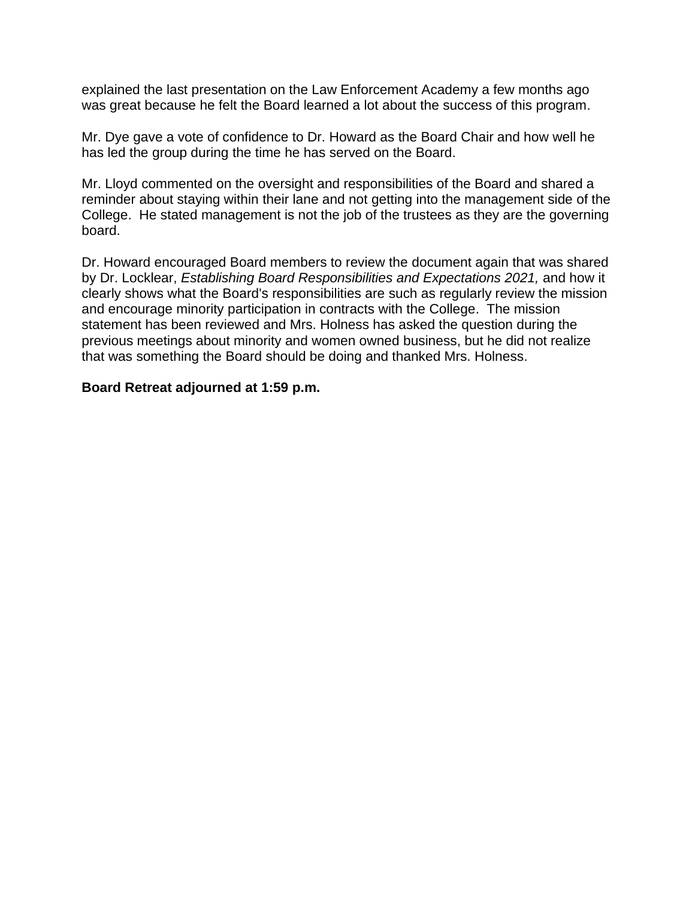explained the last presentation on the Law Enforcement Academy a few months ago was great because he felt the Board learned a lot about the success of this program.

Mr. Dye gave a vote of confidence to Dr. Howard as the Board Chair and how well he has led the group during the time he has served on the Board.

Mr. Lloyd commented on the oversight and responsibilities of the Board and shared a reminder about staying within their lane and not getting into the management side of the College. He stated management is not the job of the trustees as they are the governing board.

Dr. Howard encouraged Board members to review the document again that was shared by Dr. Locklear, *Establishing Board Responsibilities and Expectations 2021,* and how it clearly shows what the Board's responsibilities are such as regularly review the mission and encourage minority participation in contracts with the College. The mission statement has been reviewed and Mrs. Holness has asked the question during the previous meetings about minority and women owned business, but he did not realize that was something the Board should be doing and thanked Mrs. Holness.

**Board Retreat adjourned at 1:59 p.m.**